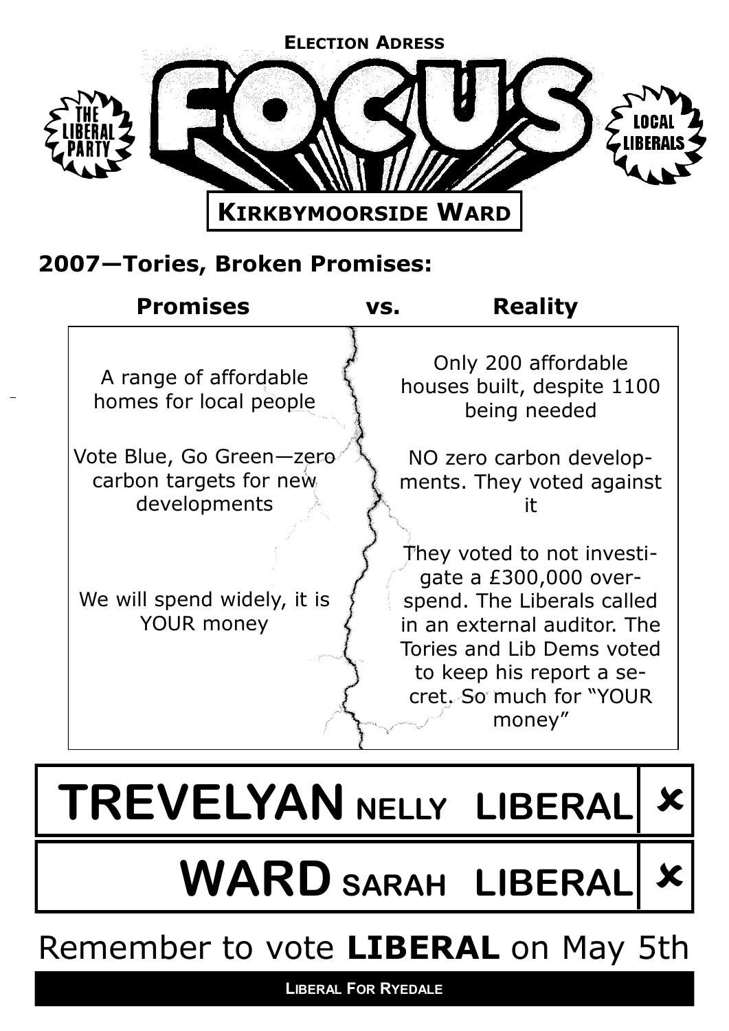**ELECTION ADRESS**

# FOCUS

THE LIBERAL PARTY

LOCAL LIBERALS

**KIRKBYMOORSIDE WARD**

## 2007—Tories, Broken Promises:

| Promises | Reality |
|---|---|
| A range of affordable homes for local people | Only 200 affordable houses built, despite 1100 being needed |
| Vote Blue, Go Green—zero carbon targets for new developments | NO zero carbon developments. They voted against it |
| We will spend widely, it is YOUR money | They voted to not investigate a £300,000 overspend. The Liberals called in an external auditor. The Tories and Lib Dems voted to keep his report a secret. So much for "YOUR money" |

| | |
|---|---|
| **TREVELYAN NELLY LIBERAL** | ✘ |
| **WARD SARAH LIBERAL** | ✘ |

Remember to vote **LIBERAL** on May 5th

**LIBERAL FOR RYEDALE**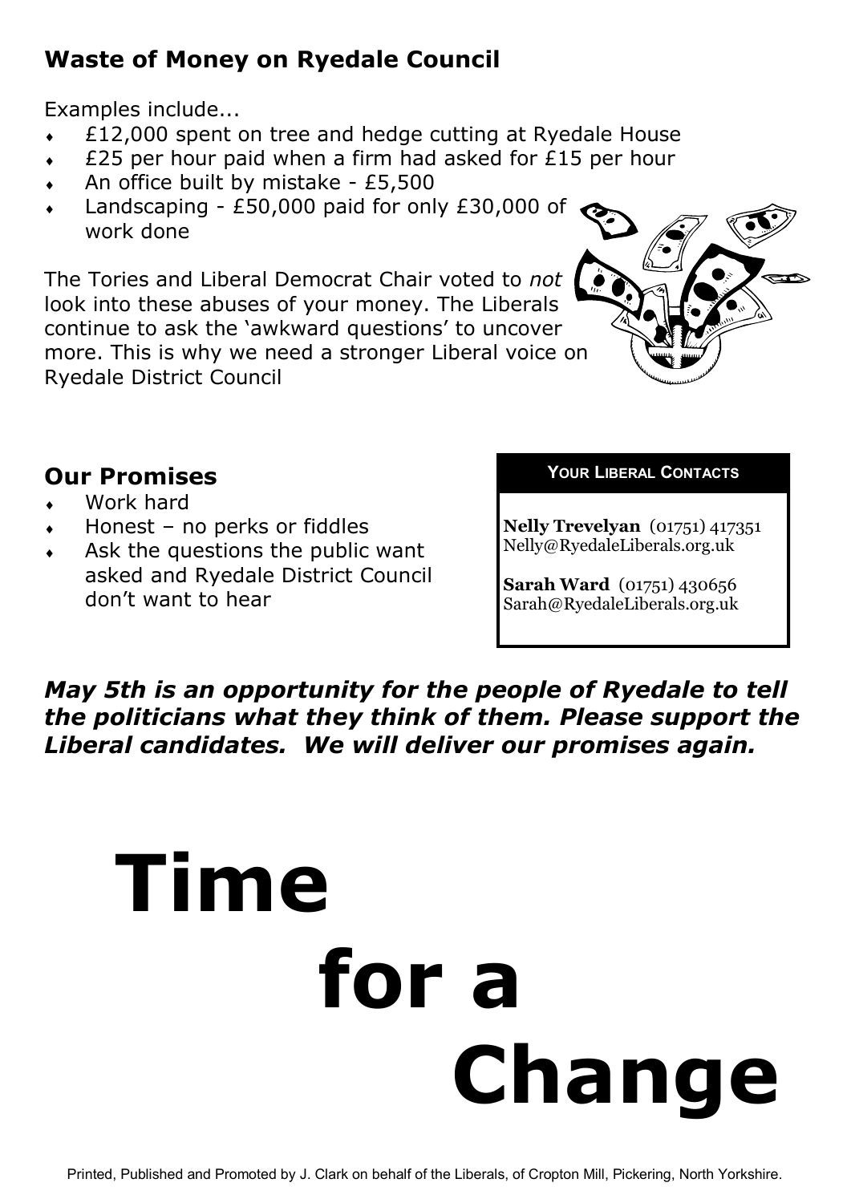## Waste of Money on Ryedale Council

Examples include...

- £12,000 spent on tree and hedge cutting at Ryedale House
- £25 per hour paid when a firm had asked for £15 per hour
- An office built by mistake - £5,500
- Landscaping - £50,000 paid for only £30,000 of work done

The Tories and Liberal Democrat Chair voted to *not* look into these abuses of your money. The Liberals continue to ask the 'awkward questions' to uncover more. This is why we need a stronger Liberal voice on Ryedale District Council

## Our Promises

- Work hard
- Honest – no perks or fiddles
- Ask the questions the public want asked and Ryedale District Council don't want to hear

**YOUR LIBERAL CONTACTS**

**Nelly Trevelyan** (01751) 417351
Nelly@RyedaleLiberals.org.uk

**Sarah Ward** (01751) 430656
Sarah@RyedaleLiberals.org.uk

***May 5th is an opportunity for the people of Ryedale to tell the politicians what they think of them. Please support the Liberal candidates. We will deliver our promises again.***

# Time for a Change

Printed, Published and Promoted by J. Clark on behalf of the Liberals, of Cropton Mill, Pickering, North Yorkshire.